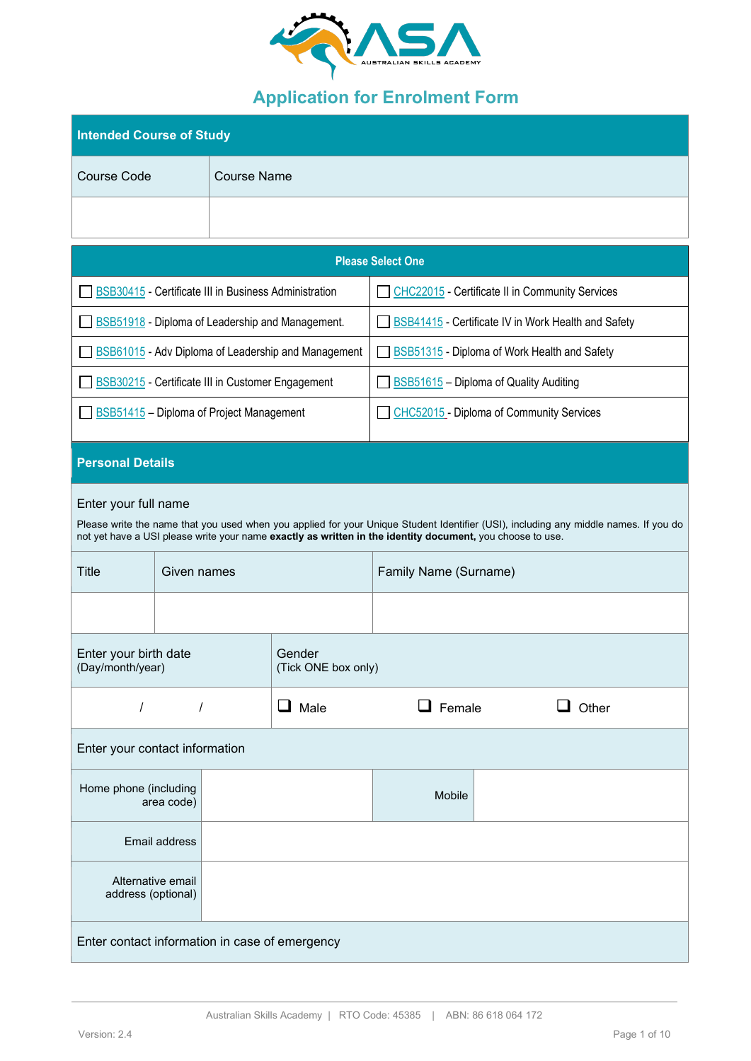# Application for Enrolment Form

| Intended Course of Study | |
|---|---|
| Course Code | Course Name |
| | |

| Please Select One | |
|---|---|
| ☐ BSB30415 - Certificate III in Business Administration | ☐ CHC22015 - Certificate II in Community Services |
| ☐ BSB51918 - Diploma of Leadership and Management. | ☐ BSB41415 - Certificate IV in Work Health and Safety |
| ☐ BSB61015 - Adv Diploma of Leadership and Management | ☐ BSB51315 - Diploma of Work Health and Safety |
| ☐ BSB30215 - Certificate III in Customer Engagement | ☐ BSB51615 – Diploma of Quality Auditing |
| ☐ BSB51415 – Diploma of Project Management | ☐ CHC52015 - Diploma of Community Services |

## Personal Details

**Enter your full name**

Please write the name that you used when you applied for your Unique Student Identifier (USI), including any middle names. If you do not yet have a USI please write your name **exactly as written in the identity document,** you choose to use.

| Title | Given names | Family Name (Surname) |
|---|---|---|
| | | |

| Enter your birth date (Day/month/year) | Gender (Tick ONE box only) | | |
|---|---|---|---|
| / / | ☐ Male | ☐ Female | ☐ Other |

**Enter your contact information**

| Home phone (including area code) | | Mobile | |
|---|---|---|---|
| Email address | | | |
| Alternative email address (optional) | | | |

**Enter contact information in case of emergency**

Australian Skills Academy | RTO Code: 45385 | ABN: 86 618 064 172

Version: 2.4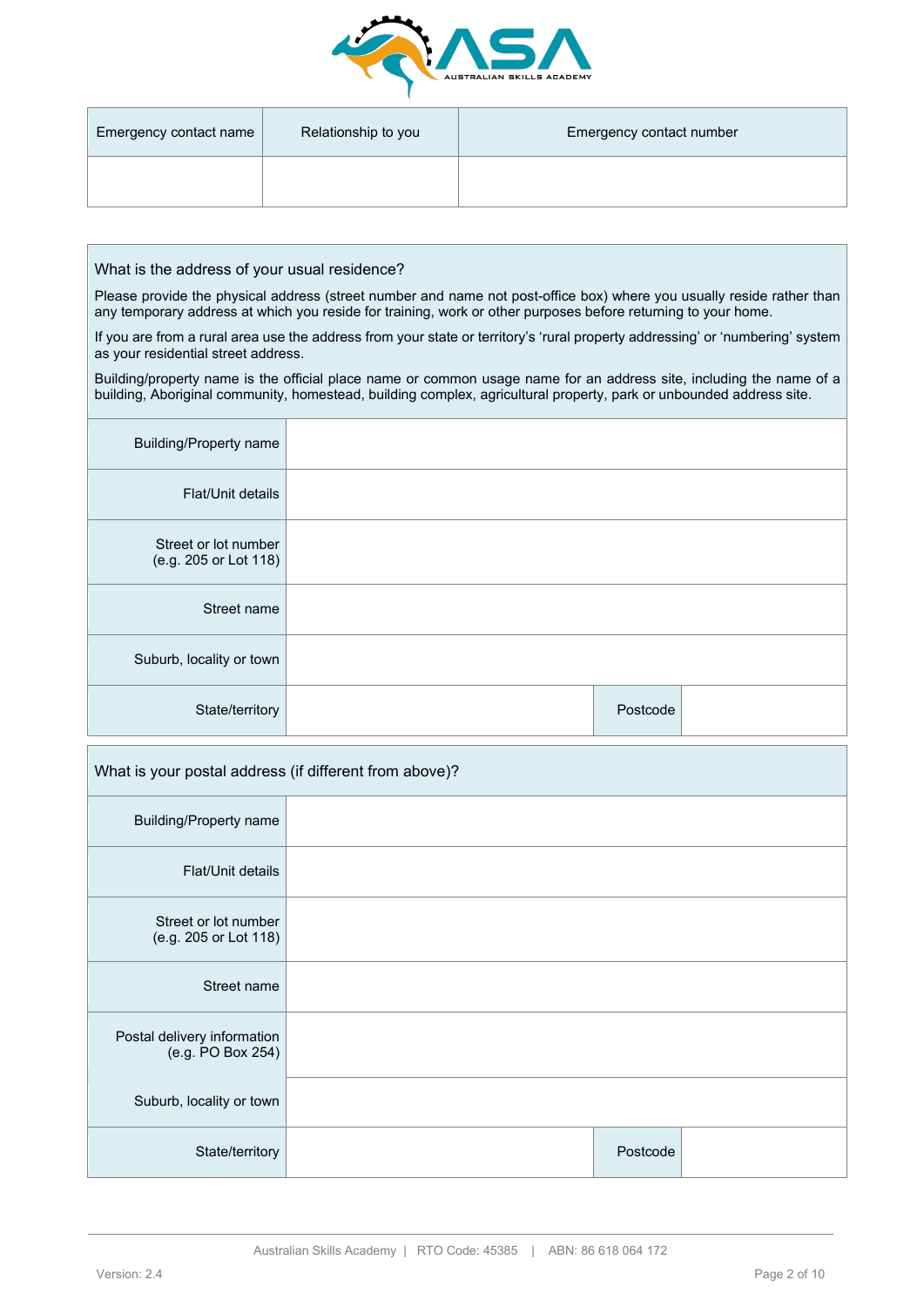| Emergency contact name | Relationship to you | Emergency contact number |
| --- | --- | --- |
| | | |

| What is the address of your usual residence? | | | |
| --- | --- | --- | --- |
| Please provide the physical address (street number and name not post-office box) where you usually reside rather than any temporary address at which you reside for training, work or other purposes before returning to your home. If you are from a rural area use the address from your state or territory's 'rural property addressing' or 'numbering' system as your residential street address. Building/property name is the official place name or common usage name for an address site, including the name of a building, Aboriginal community, homestead, building complex, agricultural property, park or unbounded address site. | | | |
| Building/Property name | | | |
| Flat/Unit details | | | |
| Street or lot number (e.g. 205 or Lot 118) | | | |
| Street name | | | |
| Suburb, locality or town | | | |
| State/territory | | Postcode | |

| What is your postal address (if different from above)? | | | |
| --- | --- | --- | --- |
| Building/Property name | | | |
| Flat/Unit details | | | |
| Street or lot number (e.g. 205 or Lot 118) | | | |
| Street name | | | |
| Postal delivery information (e.g. PO Box 254) | | | |
| Suburb, locality or town | | | |
| State/territory | | Postcode | |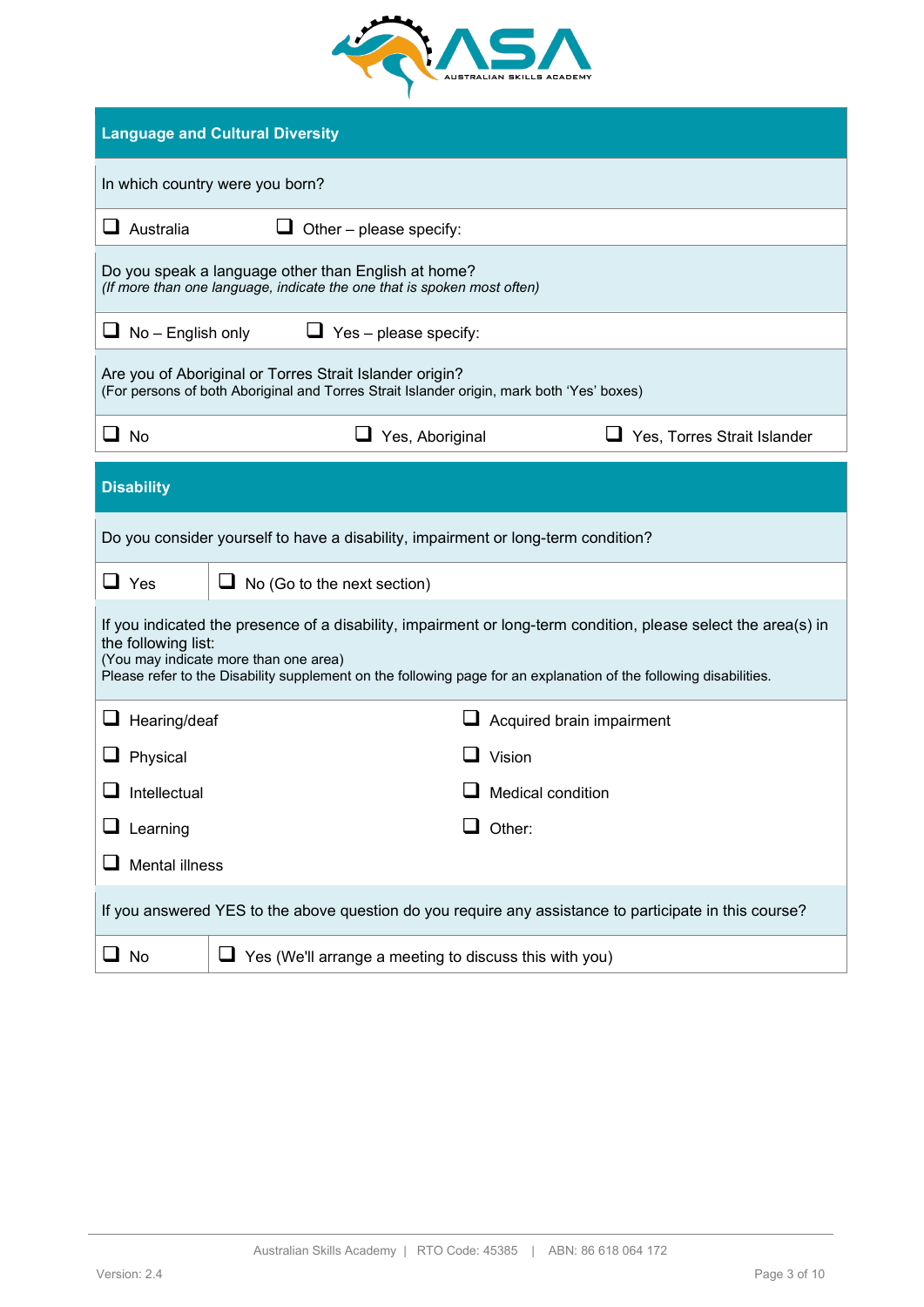## Language and Cultural Diversity

In which country were you born?

☐ Australia ☐ Other – please specify:

Do you speak a language other than English at home?
*(If more than one language, indicate the one that is spoken most often)*

☐ No – English only ☐ Yes – please specify:

Are you of Aboriginal or Torres Strait Islander origin?
(For persons of both Aboriginal and Torres Strait Islander origin, mark both 'Yes' boxes)

☐ No ☐ Yes, Aboriginal ☐ Yes, Torres Strait Islander

## Disability

Do you consider yourself to have a disability, impairment or long-term condition?

☐ Yes ☐ No (Go to the next section)

If you indicated the presence of a disability, impairment or long-term condition, please select the area(s) in the following list:
(You may indicate more than one area)
Please refer to the Disability supplement on the following page for an explanation of the following disabilities.

☐ Hearing/deaf
☐ Physical
☐ Intellectual
☐ Learning
☐ Mental illness
☐ Acquired brain impairment
☐ Vision
☐ Medical condition
☐ Other:

If you answered YES to the above question do you require any assistance to participate in this course?

☐ No ☐ Yes (We'll arrange a meeting to discuss this with you)

Australian Skills Academy | RTO Code: 45385 | ABN: 86 618 064 172

Version: 2.4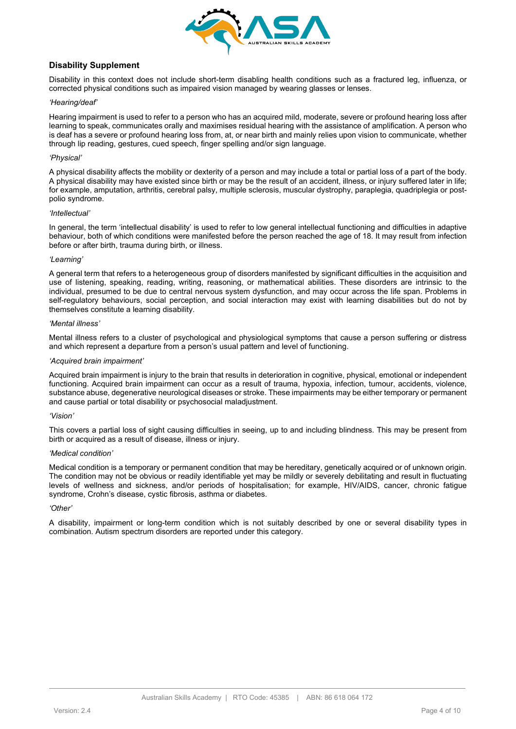## Disability Supplement

Disability in this context does not include short-term disabling health conditions such as a fractured leg, influenza, or corrected physical conditions such as impaired vision managed by wearing glasses or lenses.

*'Hearing/deaf'*

Hearing impairment is used to refer to a person who has an acquired mild, moderate, severe or profound hearing loss after learning to speak, communicates orally and maximises residual hearing with the assistance of amplification. A person who is deaf has a severe or profound hearing loss from, at, or near birth and mainly relies upon vision to communicate, whether through lip reading, gestures, cued speech, finger spelling and/or sign language.

*'Physical'*

A physical disability affects the mobility or dexterity of a person and may include a total or partial loss of a part of the body. A physical disability may have existed since birth or may be the result of an accident, illness, or injury suffered later in life; for example, amputation, arthritis, cerebral palsy, multiple sclerosis, muscular dystrophy, paraplegia, quadriplegia or post-polio syndrome.

*'Intellectual'*

In general, the term 'intellectual disability' is used to refer to low general intellectual functioning and difficulties in adaptive behaviour, both of which conditions were manifested before the person reached the age of 18. It may result from infection before or after birth, trauma during birth, or illness.

*'Learning'*

A general term that refers to a heterogeneous group of disorders manifested by significant difficulties in the acquisition and use of listening, speaking, reading, writing, reasoning, or mathematical abilities. These disorders are intrinsic to the individual, presumed to be due to central nervous system dysfunction, and may occur across the life span. Problems in self-regulatory behaviours, social perception, and social interaction may exist with learning disabilities but do not by themselves constitute a learning disability.

*'Mental illness'*

Mental illness refers to a cluster of psychological and physiological symptoms that cause a person suffering or distress and which represent a departure from a person's usual pattern and level of functioning.

*'Acquired brain impairment'*

Acquired brain impairment is injury to the brain that results in deterioration in cognitive, physical, emotional or independent functioning. Acquired brain impairment can occur as a result of trauma, hypoxia, infection, tumour, accidents, violence, substance abuse, degenerative neurological diseases or stroke. These impairments may be either temporary or permanent and cause partial or total disability or psychosocial maladjustment.

*'Vision'*

This covers a partial loss of sight causing difficulties in seeing, up to and including blindness. This may be present from birth or acquired as a result of disease, illness or injury.

*'Medical condition'*

Medical condition is a temporary or permanent condition that may be hereditary, genetically acquired or of unknown origin. The condition may not be obvious or readily identifiable yet may be mildly or severely debilitating and result in fluctuating levels of wellness and sickness, and/or periods of hospitalisation; for example, HIV/AIDS, cancer, chronic fatigue syndrome, Crohn's disease, cystic fibrosis, asthma or diabetes.

*'Other'*

A disability, impairment or long-term condition which is not suitably described by one or several disability types in combination. Autism spectrum disorders are reported under this category.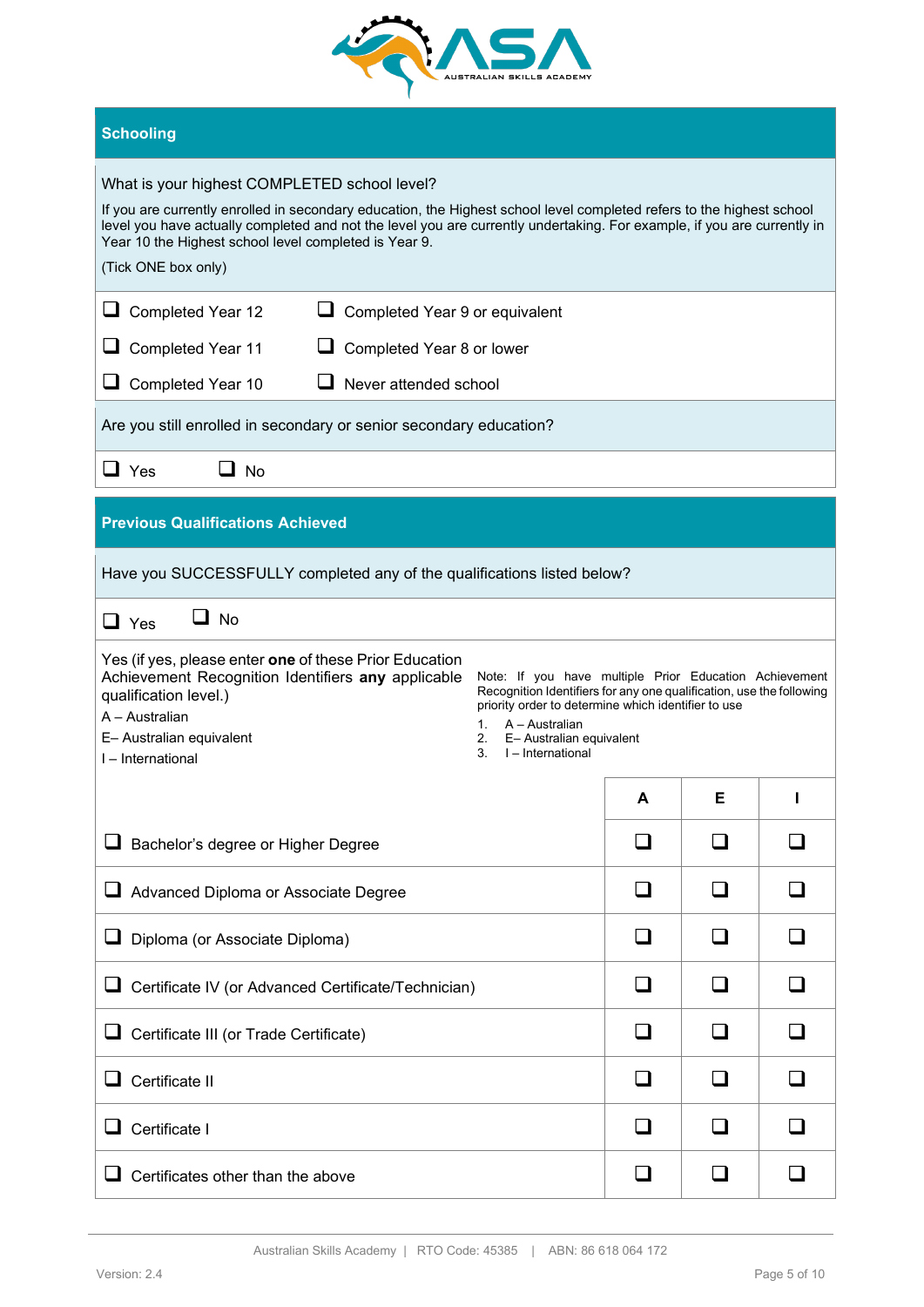## Schooling

What is your highest COMPLETED school level?

If you are currently enrolled in secondary education, the Highest school level completed refers to the highest school level you have actually completed and not the level you are currently undertaking. For example, if you are currently in Year 10 the Highest school level completed is Year 9.

(Tick ONE box only)

- ❑ Completed Year 12
- ❑ Completed Year 11
- ❑ Completed Year 10
- ❑ Completed Year 9 or equivalent
- ❑ Completed Year 8 or lower
- ❑ Never attended school

Are you still enrolled in secondary or senior secondary education?

❑ Yes ❑ No

## Previous Qualifications Achieved

Have you SUCCESSFULLY completed any of the qualifications listed below?

❑ Yes ❑ No

Yes (if yes, please enter **one** of these Prior Education Achievement Recognition Identifiers **any** applicable qualification level.)

A – Australian
E– Australian equivalent
I – International

Note: If you have multiple Prior Education Achievement Recognition Identifiers for any one qualification, use the following priority order to determine which identifier to use

1. A – Australian
2. E– Australian equivalent
3. I – International

| | A | E | I |
|---|---|---|---|
| ❑ Bachelor's degree or Higher Degree | ❑ | ❑ | ❑ |
| ❑ Advanced Diploma or Associate Degree | ❑ | ❑ | ❑ |
| ❑ Diploma (or Associate Diploma) | ❑ | ❑ | ❑ |
| ❑ Certificate IV (or Advanced Certificate/Technician) | ❑ | ❑ | ❑ |
| ❑ Certificate III (or Trade Certificate) | ❑ | ❑ | ❑ |
| ❑ Certificate II | ❑ | ❑ | ❑ |
| ❑ Certificate I | ❑ | ❑ | ❑ |
| ❑ Certificates other than the above | ❑ | ❑ | ❑ |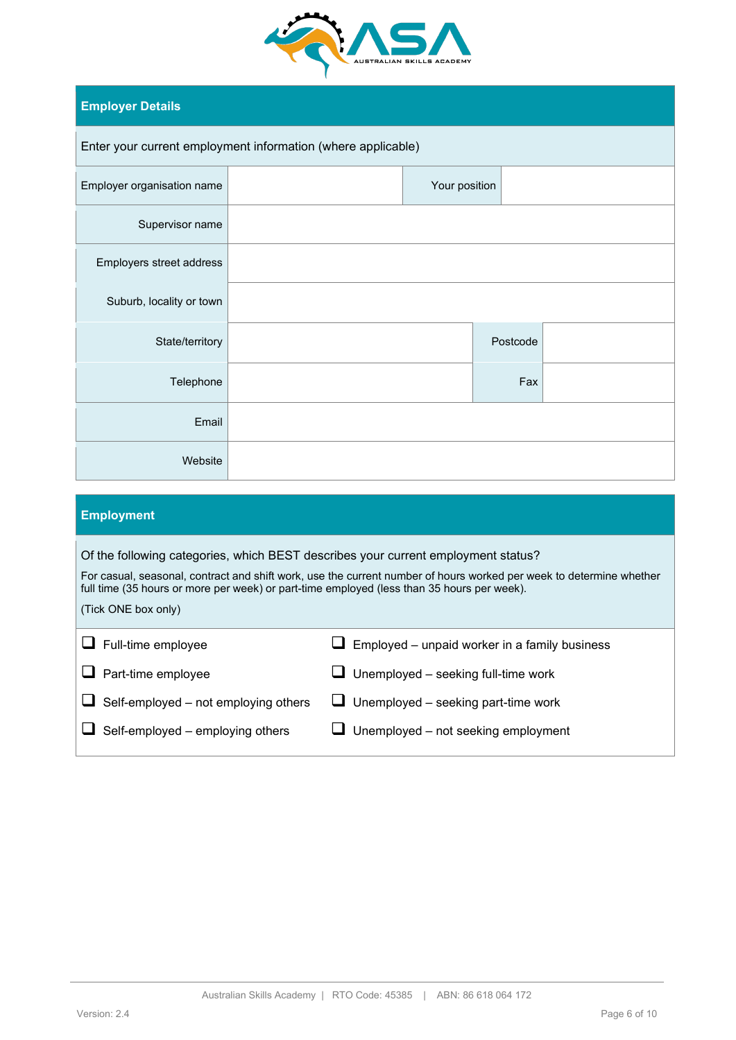## Employer Details

Enter your current employment information (where applicable)

| | | | |
|---|---|---|---|
| Employer organisation name | | Your position | |
| Supervisor name | | | |
| Employers street address | | | |
| Suburb, locality or town | | | |
| State/territory | | Postcode | |
| Telephone | | Fax | |
| Email | | | |
| Website | | | |

## Employment

Of the following categories, which BEST describes your current employment status?

For casual, seasonal, contract and shift work, use the current number of hours worked per week to determine whether full time (35 hours or more per week) or part-time employed (less than 35 hours per week).

(Tick ONE box only)

- ☐ Full-time employee
- ☐ Part-time employee
- ☐ Self-employed – not employing others
- ☐ Self-employed – employing others
- ☐ Employed – unpaid worker in a family business
- ☐ Unemployed – seeking full-time work
- ☐ Unemployed – seeking part-time work
- ☐ Unemployed – not seeking employment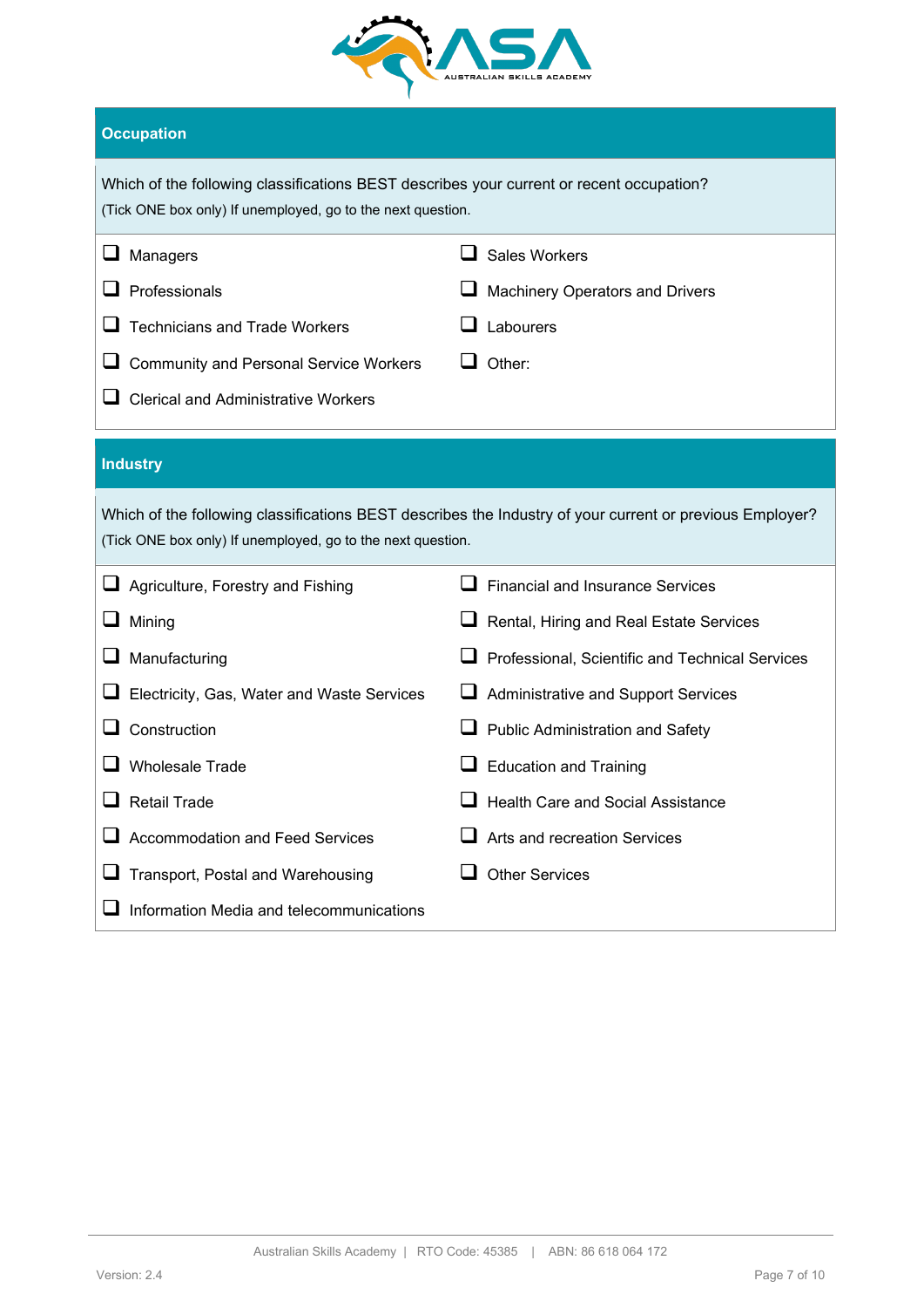## Occupation

Which of the following classifications BEST describes your current or recent occupation?
(Tick ONE box only) If unemployed, go to the next question.

- ❑ Managers
- ❑ Professionals
- ❑ Technicians and Trade Workers
- ❑ Community and Personal Service Workers
- ❑ Clerical and Administrative Workers
- ❑ Sales Workers
- ❑ Machinery Operators and Drivers
- ❑ Labourers
- ❑ Other:

## Industry

Which of the following classifications BEST describes the Industry of your current or previous Employer?
(Tick ONE box only) If unemployed, go to the next question.

- ❑ Agriculture, Forestry and Fishing
- ❑ Mining
- ❑ Manufacturing
- ❑ Electricity, Gas, Water and Waste Services
- ❑ Construction
- ❑ Wholesale Trade
- ❑ Retail Trade
- ❑ Accommodation and Feed Services
- ❑ Transport, Postal and Warehousing
- ❑ Information Media and telecommunications
- ❑ Financial and Insurance Services
- ❑ Rental, Hiring and Real Estate Services
- ❑ Professional, Scientific and Technical Services
- ❑ Administrative and Support Services
- ❑ Public Administration and Safety
- ❑ Education and Training
- ❑ Health Care and Social Assistance
- ❑ Arts and recreation Services
- ❑ Other Services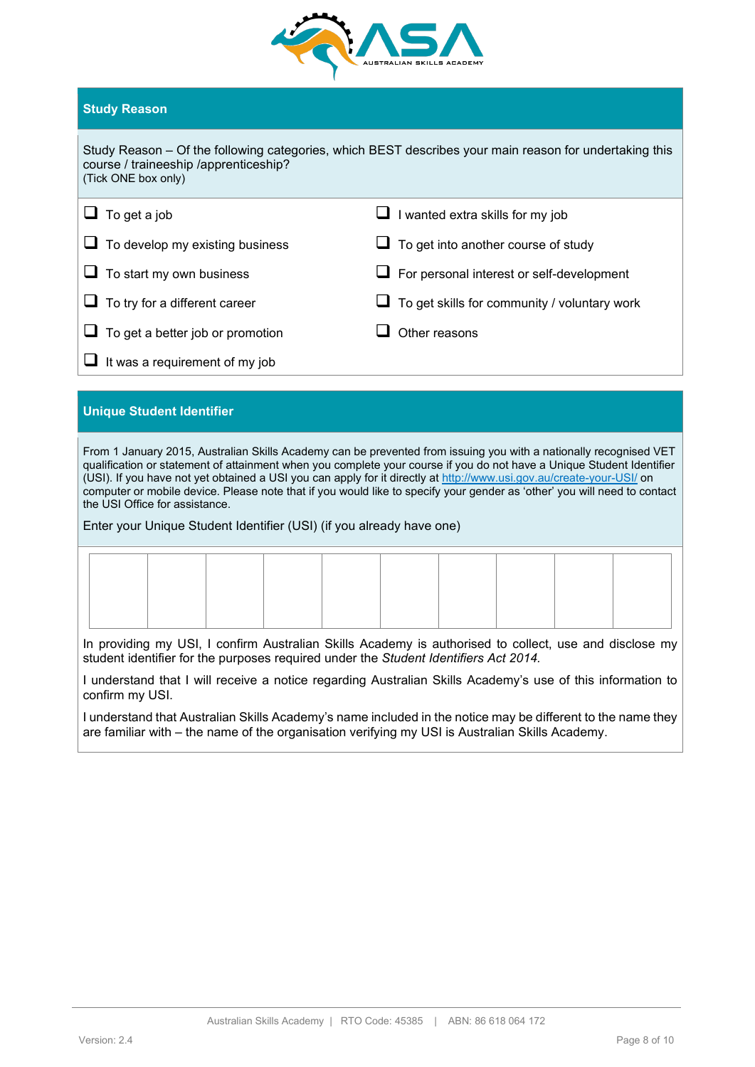## Study Reason

Study Reason – Of the following categories, which BEST describes your main reason for undertaking this course / traineeship /apprenticeship?
(Tick ONE box only)

- ☐ To get a job
- ☐ To develop my existing business
- ☐ To start my own business
- ☐ To try for a different career
- ☐ To get a better job or promotion
- ☐ It was a requirement of my job
- ☐ I wanted extra skills for my job
- ☐ To get into another course of study
- ☐ For personal interest or self-development
- ☐ To get skills for community / voluntary work
- ☐ Other reasons

## Unique Student Identifier

From 1 January 2015, Australian Skills Academy can be prevented from issuing you with a nationally recognised VET qualification or statement of attainment when you complete your course if you do not have a Unique Student Identifier (USI). If you have not yet obtained a USI you can apply for it directly at http://www.usi.gov.au/create-your-USI/ on computer or mobile device. Please note that if you would like to specify your gender as 'other' you will need to contact the USI Office for assistance.

Enter your Unique Student Identifier (USI) (if you already have one)

| | | | | | | | | | |
|---|---|---|---|---|---|---|---|---|---|
| | | | | | | | | | |

In providing my USI, I confirm Australian Skills Academy is authorised to collect, use and disclose my student identifier for the purposes required under the *Student Identifiers Act 2014.*

I understand that I will receive a notice regarding Australian Skills Academy's use of this information to confirm my USI.

I understand that Australian Skills Academy's name included in the notice may be different to the name they are familiar with – the name of the organisation verifying my USI is Australian Skills Academy.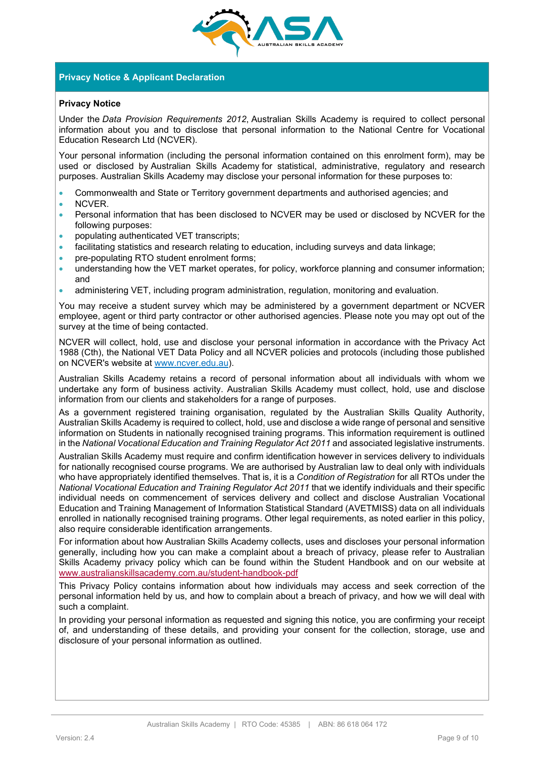## Privacy Notice & Applicant Declaration

### Privacy Notice

Under the *Data Provision Requirements 2012*, Australian Skills Academy is required to collect personal information about you and to disclose that personal information to the National Centre for Vocational Education Research Ltd (NCVER).

Your personal information (including the personal information contained on this enrolment form), may be used or disclosed by Australian Skills Academy for statistical, administrative, regulatory and research purposes. Australian Skills Academy may disclose your personal information for these purposes to:

- Commonwealth and State or Territory government departments and authorised agencies; and
- NCVER.
- Personal information that has been disclosed to NCVER may be used or disclosed by NCVER for the following purposes:
- populating authenticated VET transcripts;
- facilitating statistics and research relating to education, including surveys and data linkage;
- pre-populating RTO student enrolment forms;
- understanding how the VET market operates, for policy, workforce planning and consumer information; and
- administering VET, including program administration, regulation, monitoring and evaluation.

You may receive a student survey which may be administered by a government department or NCVER employee, agent or third party contractor or other authorised agencies. Please note you may opt out of the survey at the time of being contacted.

NCVER will collect, hold, use and disclose your personal information in accordance with the Privacy Act 1988 (Cth), the National VET Data Policy and all NCVER policies and protocols (including those published on NCVER's website at [www.ncver.edu.au](http://www.ncver.edu.au)).

Australian Skills Academy retains a record of personal information about all individuals with whom we undertake any form of business activity. Australian Skills Academy must collect, hold, use and disclose information from our clients and stakeholders for a range of purposes.

As a government registered training organisation, regulated by the Australian Skills Quality Authority, Australian Skills Academy is required to collect, hold, use and disclose a wide range of personal and sensitive information on Students in nationally recognised training programs. This information requirement is outlined in the *National Vocational Education and Training Regulator Act 2011* and associated legislative instruments.

Australian Skills Academy must require and confirm identification however in services delivery to individuals for nationally recognised course programs. We are authorised by Australian law to deal only with individuals who have appropriately identified themselves. That is, it is a *Condition of Registration* for all RTOs under the *National Vocational Education and Training Regulator Act 2011* that we identify individuals and their specific individual needs on commencement of services delivery and collect and disclose Australian Vocational Education and Training Management of Information Statistical Standard (AVETMISS) data on all individuals enrolled in nationally recognised training programs. Other legal requirements, as noted earlier in this policy, also require considerable identification arrangements.

For information about how Australian Skills Academy collects, uses and discloses your personal information generally, including how you can make a complaint about a breach of privacy, please refer to Australian Skills Academy privacy policy which can be found within the Student Handbook and on our website at [www.australianskillsacademy.com.au/student-handbook-pdf](http://www.australianskillsacademy.com.au/student-handbook-pdf)

This Privacy Policy contains information about how individuals may access and seek correction of the personal information held by us, and how to complain about a breach of privacy, and how we will deal with such a complaint.

In providing your personal information as requested and signing this notice, you are confirming your receipt of, and understanding of these details, and providing your consent for the collection, storage, use and disclosure of your personal information as outlined.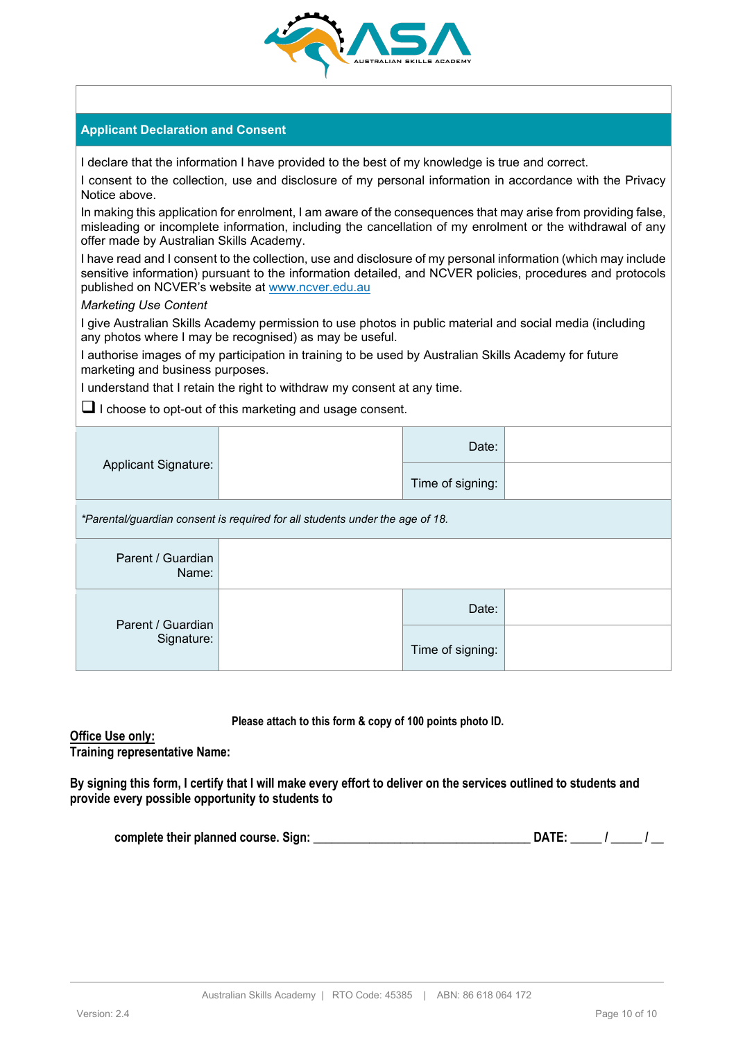## Applicant Declaration and Consent

I declare that the information I have provided to the best of my knowledge is true and correct.

I consent to the collection, use and disclosure of my personal information in accordance with the Privacy Notice above.

In making this application for enrolment, I am aware of the consequences that may arise from providing false, misleading or incomplete information, including the cancellation of my enrolment or the withdrawal of any offer made by Australian Skills Academy.

I have read and I consent to the collection, use and disclosure of my personal information (which may include sensitive information) pursuant to the information detailed, and NCVER policies, procedures and protocols published on NCVER's website at [www.ncver.edu.au](http://www.ncver.edu.au)

*Marketing Use Content*

I give Australian Skills Academy permission to use photos in public material and social media (including any photos where I may be recognised) as may be useful.

I authorise images of my participation in training to be used by Australian Skills Academy for future marketing and business purposes.

I understand that I retain the right to withdraw my consent at any time.

☐ I choose to opt-out of this marketing and usage consent.

| | | | |
|---|---|---|---|
| Applicant Signature: | | Date: | |
| | | Time of signing: | |

*\*Parental/guardian consent is required for all students under the age of 18.*

| | | | |
|---|---|---|---|
| Parent / Guardian Name: | | | |
| Parent / Guardian Signature: | | Date: | |
| | | Time of signing: | |

**Please attach to this form & copy of 100 points photo ID.**

**<u>Office Use only:</u>**

**Training representative Name:**

**By signing this form, I certify that I will make every effort to deliver on the services outlined to students and provide every possible opportunity to students to**

**complete their planned course. Sign: ________________________________ DATE: _____ / _____ / __**